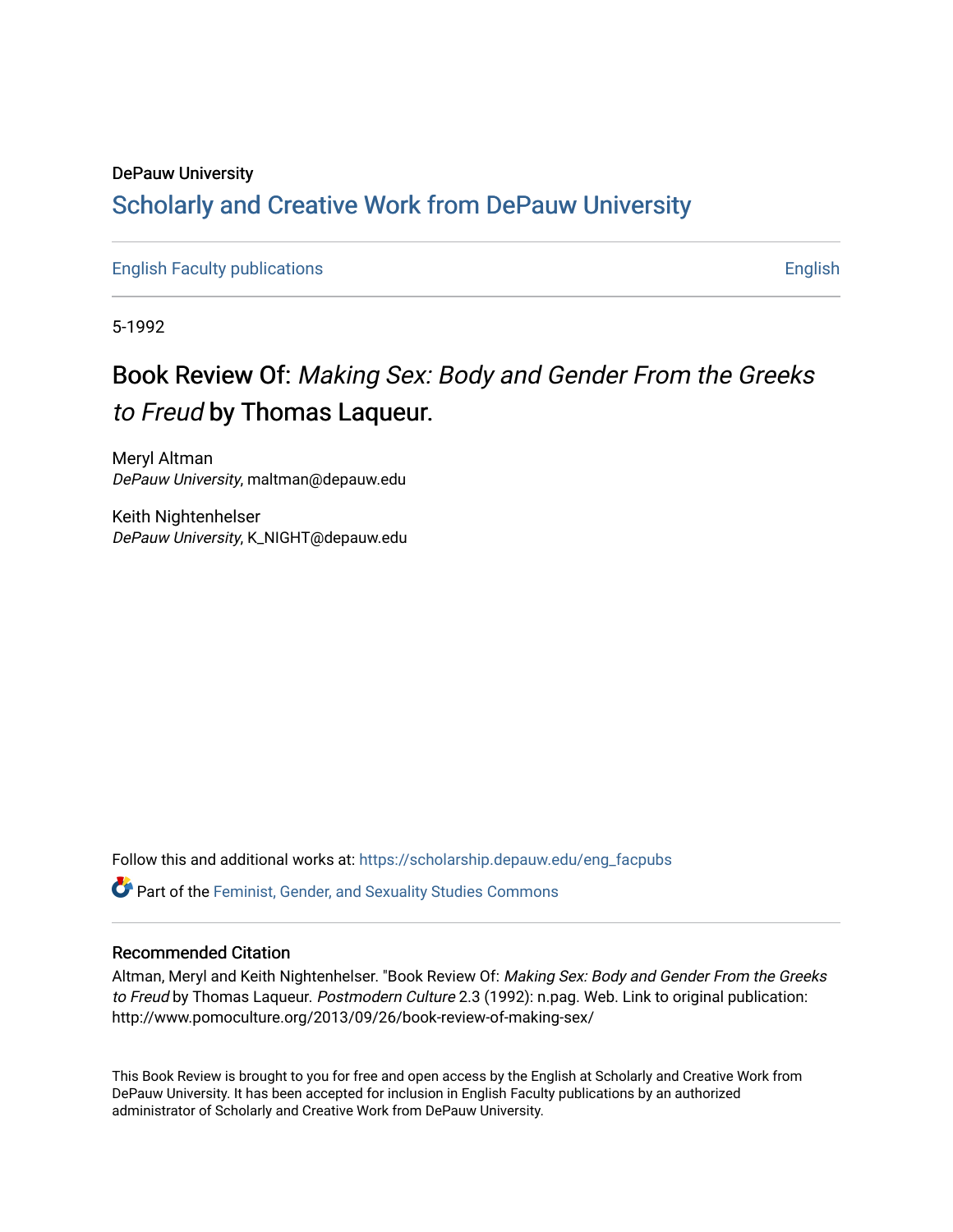DePauw University

# Scholarly and Creative Work from DePauw University

English Faculty publications

English

5-1992

## Book Review Of: *Making Sex: Body and Gender From the Greeks to Freud* by Thomas Laqueur.

Meryl Altman
*DePauw University*, maltman@depauw.edu

Keith Nightenhelser
*DePauw University*, K_NIGHT@depauw.edu

Follow this and additional works at: https://scholarship.depauw.edu/eng_facpubs

Part of the Feminist, Gender, and Sexuality Studies Commons

### Recommended Citation

Altman, Meryl and Keith Nightenhelser. "Book Review Of: *Making Sex: Body and Gender From the Greeks to Freud* by Thomas Laqueur. *Postmodern Culture* 2.3 (1992): n.pag. Web. Link to original publication: http://www.pomoculture.org/2013/09/26/book-review-of-making-sex/

This Book Review is brought to you for free and open access by the English at Scholarly and Creative Work from DePauw University. It has been accepted for inclusion in English Faculty publications by an authorized administrator of Scholarly and Creative Work from DePauw University.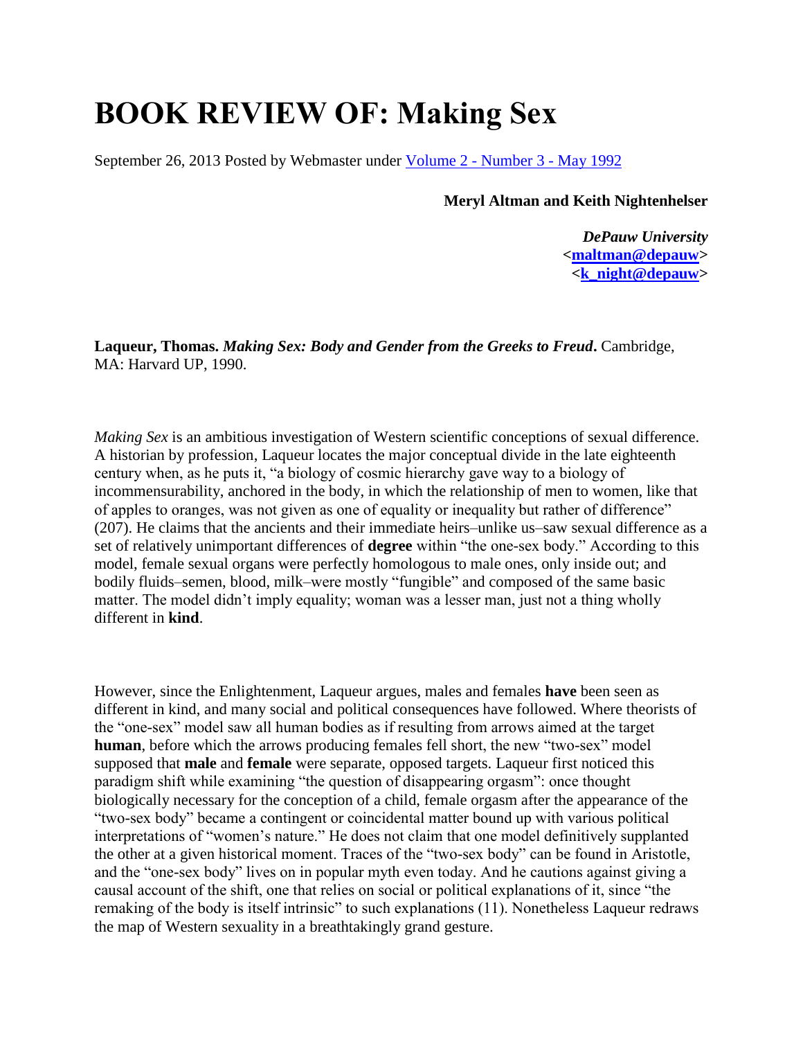# BOOK REVIEW OF: Making Sex

September 26, 2013 Posted by Webmaster under [Volume 2 - Number 3 - May 1992]

**Meryl Altman and Keith Nightenhelser**

***DePauw University***
**<[maltman@depauw]>**
**<[k_night@depauw]>**

**Laqueur, Thomas. *Making Sex: Body and Gender from the Greeks to Freud*.** Cambridge, MA: Harvard UP, 1990.

*Making Sex* is an ambitious investigation of Western scientific conceptions of sexual difference. A historian by profession, Laqueur locates the major conceptual divide in the late eighteenth century when, as he puts it, "a biology of cosmic hierarchy gave way to a biology of incommensurability, anchored in the body, in which the relationship of men to women, like that of apples to oranges, was not given as one of equality or inequality but rather of difference" (207). He claims that the ancients and their immediate heirs–unlike us–saw sexual difference as a set of relatively unimportant differences of **degree** within "the one-sex body." According to this model, female sexual organs were perfectly homologous to male ones, only inside out; and bodily fluids–semen, blood, milk–were mostly "fungible" and composed of the same basic matter. The model didn't imply equality; woman was a lesser man, just not a thing wholly different in **kind**.

However, since the Enlightenment, Laqueur argues, males and females **have** been seen as different in kind, and many social and political consequences have followed. Where theorists of the "one-sex" model saw all human bodies as if resulting from arrows aimed at the target **human**, before which the arrows producing females fell short, the new "two-sex" model supposed that **male** and **female** were separate, opposed targets. Laqueur first noticed this paradigm shift while examining "the question of disappearing orgasm": once thought biologically necessary for the conception of a child, female orgasm after the appearance of the "two-sex body" became a contingent or coincidental matter bound up with various political interpretations of "women's nature." He does not claim that one model definitively supplanted the other at a given historical moment. Traces of the "two-sex body" can be found in Aristotle, and the "one-sex body" lives on in popular myth even today. And he cautions against giving a causal account of the shift, one that relies on social or political explanations of it, since "the remaking of the body is itself intrinsic" to such explanations (11). Nonetheless Laqueur redraws the map of Western sexuality in a breathtakingly grand gesture.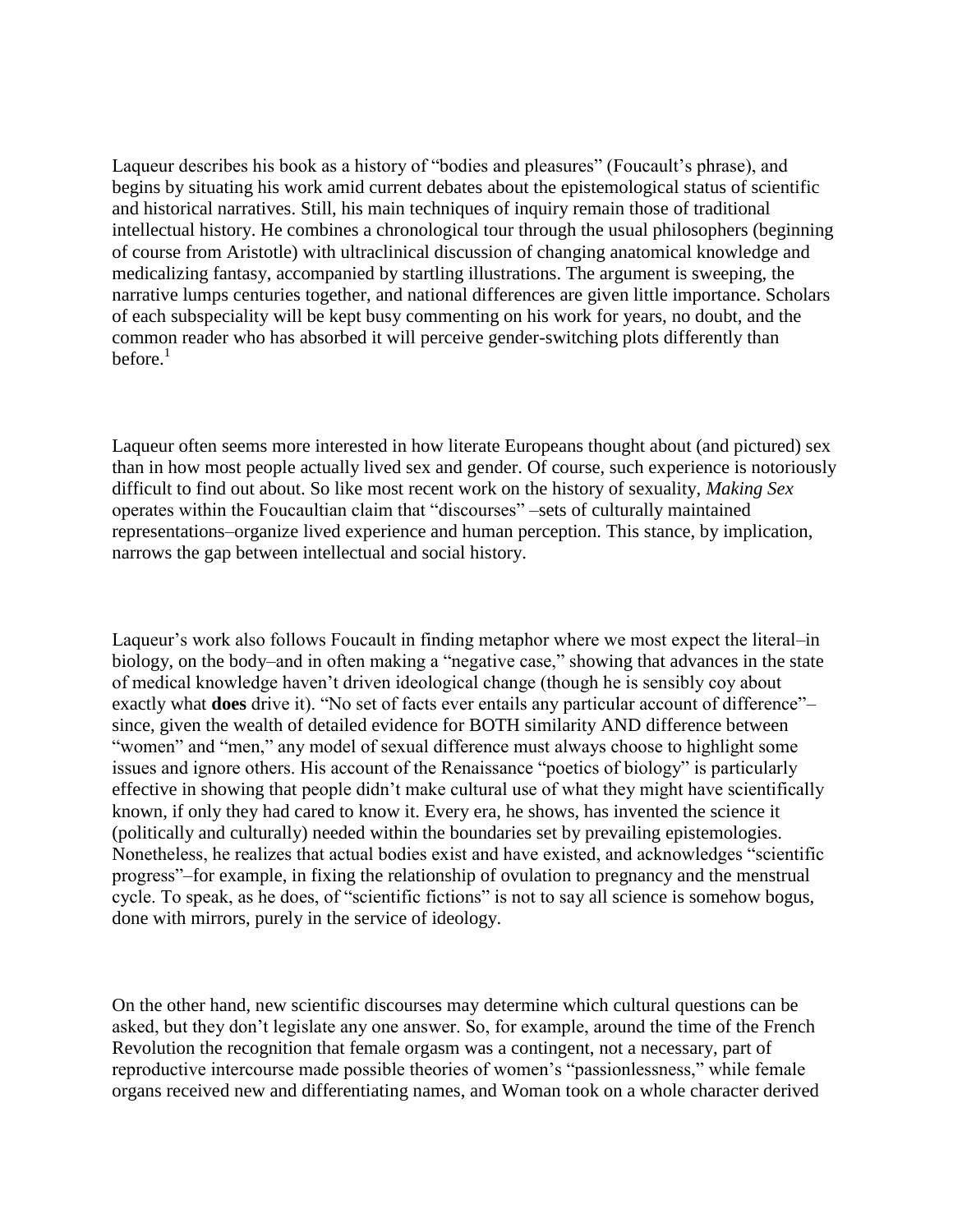Laqueur describes his book as a history of "bodies and pleasures" (Foucault's phrase), and begins by situating his work amid current debates about the epistemological status of scientific and historical narratives. Still, his main techniques of inquiry remain those of traditional intellectual history. He combines a chronological tour through the usual philosophers (beginning of course from Aristotle) with ultraclinical discussion of changing anatomical knowledge and medicalizing fantasy, accompanied by startling illustrations. The argument is sweeping, the narrative lumps centuries together, and national differences are given little importance. Scholars of each subspeciality will be kept busy commenting on his work for years, no doubt, and the common reader who has absorbed it will perceive gender-switching plots differently than before.[1]

Laqueur often seems more interested in how literate Europeans thought about (and pictured) sex than in how most people actually lived sex and gender. Of course, such experience is notoriously difficult to find out about. So like most recent work on the history of sexuality, *Making Sex* operates within the Foucaultian claim that "discourses" –sets of culturally maintained representations–organize lived experience and human perception. This stance, by implication, narrows the gap between intellectual and social history.

Laqueur's work also follows Foucault in finding metaphor where we most expect the literal–in biology, on the body–and in often making a "negative case," showing that advances in the state of medical knowledge haven't driven ideological change (though he is sensibly coy about exactly what **does** drive it). "No set of facts ever entails any particular account of difference"– since, given the wealth of detailed evidence for BOTH similarity AND difference between "women" and "men," any model of sexual difference must always choose to highlight some issues and ignore others. His account of the Renaissance "poetics of biology" is particularly effective in showing that people didn't make cultural use of what they might have scientifically known, if only they had cared to know it. Every era, he shows, has invented the science it (politically and culturally) needed within the boundaries set by prevailing epistemologies. Nonetheless, he realizes that actual bodies exist and have existed, and acknowledges "scientific progress"–for example, in fixing the relationship of ovulation to pregnancy and the menstrual cycle. To speak, as he does, of "scientific fictions" is not to say all science is somehow bogus, done with mirrors, purely in the service of ideology.

On the other hand, new scientific discourses may determine which cultural questions can be asked, but they don't legislate any one answer. So, for example, around the time of the French Revolution the recognition that female orgasm was a contingent, not a necessary, part of reproductive intercourse made possible theories of women's "passionlessness," while female organs received new and differentiating names, and Woman took on a whole character derived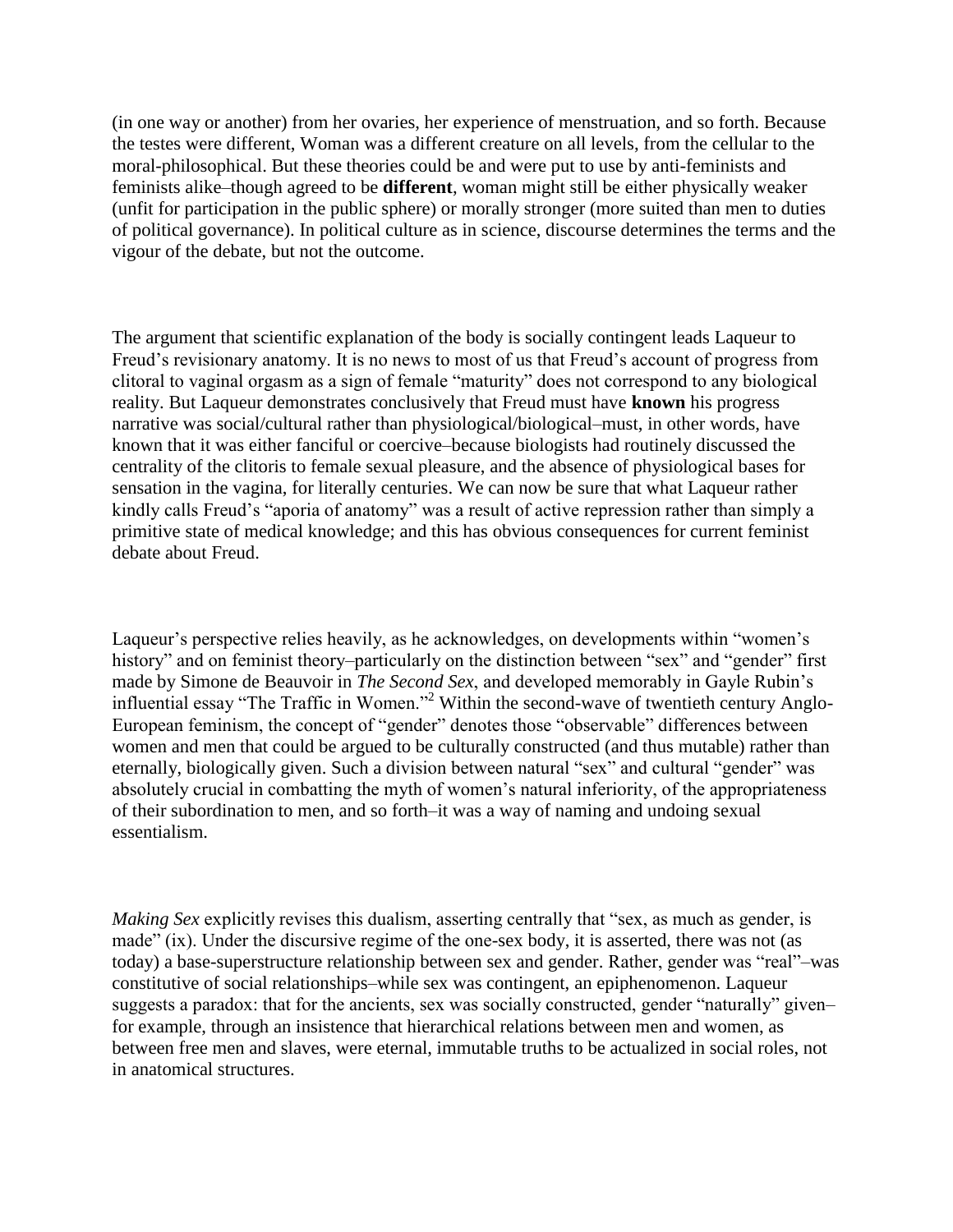(in one way or another) from her ovaries, her experience of menstruation, and so forth. Because the testes were different, Woman was a different creature on all levels, from the cellular to the moral-philosophical. But these theories could be and were put to use by anti-feminists and feminists alike–though agreed to be **different**, woman might still be either physically weaker (unfit for participation in the public sphere) or morally stronger (more suited than men to duties of political governance). In political culture as in science, discourse determines the terms and the vigour of the debate, but not the outcome.

The argument that scientific explanation of the body is socially contingent leads Laqueur to Freud's revisionary anatomy. It is no news to most of us that Freud's account of progress from clitoral to vaginal orgasm as a sign of female "maturity" does not correspond to any biological reality. But Laqueur demonstrates conclusively that Freud must have **known** his progress narrative was social/cultural rather than physiological/biological–must, in other words, have known that it was either fanciful or coercive–because biologists had routinely discussed the centrality of the clitoris to female sexual pleasure, and the absence of physiological bases for sensation in the vagina, for literally centuries. We can now be sure that what Laqueur rather kindly calls Freud's "aporia of anatomy" was a result of active repression rather than simply a primitive state of medical knowledge; and this has obvious consequences for current feminist debate about Freud.

Laqueur's perspective relies heavily, as he acknowledges, on developments within "women's history" and on feminist theory–particularly on the distinction between "sex" and "gender" first made by Simone de Beauvoir in *The Second Sex*, and developed memorably in Gayle Rubin's influential essay "The Traffic in Women."[2] Within the second-wave of twentieth century Anglo-European feminism, the concept of "gender" denotes those "observable" differences between women and men that could be argued to be culturally constructed (and thus mutable) rather than eternally, biologically given. Such a division between natural "sex" and cultural "gender" was absolutely crucial in combatting the myth of women's natural inferiority, of the appropriateness of their subordination to men, and so forth–it was a way of naming and undoing sexual essentialism.

*Making Sex* explicitly revises this dualism, asserting centrally that "sex, as much as gender, is made" (ix). Under the discursive regime of the one-sex body, it is asserted, there was not (as today) a base-superstructure relationship between sex and gender. Rather, gender was "real"–was constitutive of social relationships–while sex was contingent, an epiphenomenon. Laqueur suggests a paradox: that for the ancients, sex was socially constructed, gender "naturally" given–for example, through an insistence that hierarchical relations between men and women, as between free men and slaves, were eternal, immutable truths to be actualized in social roles, not in anatomical structures.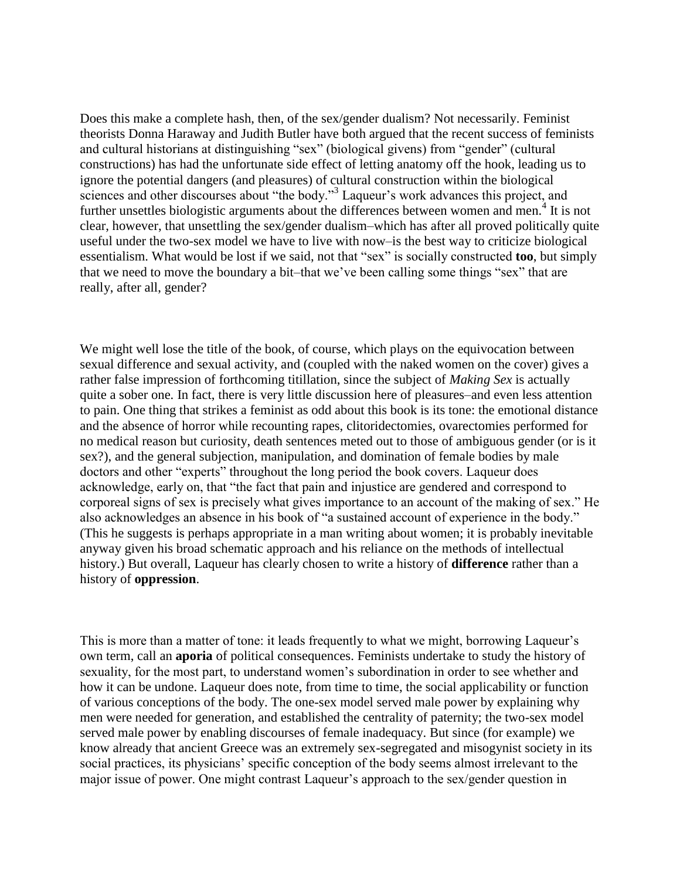Does this make a complete hash, then, of the sex/gender dualism? Not necessarily. Feminist theorists Donna Haraway and Judith Butler have both argued that the recent success of feminists and cultural historians at distinguishing "sex" (biological givens) from "gender" (cultural constructions) has had the unfortunate side effect of letting anatomy off the hook, leading us to ignore the potential dangers (and pleasures) of cultural construction within the biological sciences and other discourses about "the body."[3] Laqueur's work advances this project, and further unsettles biologistic arguments about the differences between women and men.[4] It is not clear, however, that unsettling the sex/gender dualism–which has after all proved politically quite useful under the two-sex model we have to live with now–is the best way to criticize biological essentialism. What would be lost if we said, not that "sex" is socially constructed **too**, but simply that we need to move the boundary a bit–that we've been calling some things "sex" that are really, after all, gender?

We might well lose the title of the book, of course, which plays on the equivocation between sexual difference and sexual activity, and (coupled with the naked women on the cover) gives a rather false impression of forthcoming titillation, since the subject of *Making Sex* is actually quite a sober one. In fact, there is very little discussion here of pleasures–and even less attention to pain. One thing that strikes a feminist as odd about this book is its tone: the emotional distance and the absence of horror while recounting rapes, clitoridectomies, ovarectomies performed for no medical reason but curiosity, death sentences meted out to those of ambiguous gender (or is it sex?), and the general subjection, manipulation, and domination of female bodies by male doctors and other "experts" throughout the long period the book covers. Laqueur does acknowledge, early on, that "the fact that pain and injustice are gendered and correspond to corporeal signs of sex is precisely what gives importance to an account of the making of sex." He also acknowledges an absence in his book of "a sustained account of experience in the body." (This he suggests is perhaps appropriate in a man writing about women; it is probably inevitable anyway given his broad schematic approach and his reliance on the methods of intellectual history.) But overall, Laqueur has clearly chosen to write a history of **difference** rather than a history of **oppression**.

This is more than a matter of tone: it leads frequently to what we might, borrowing Laqueur's own term, call an **aporia** of political consequences. Feminists undertake to study the history of sexuality, for the most part, to understand women's subordination in order to see whether and how it can be undone. Laqueur does note, from time to time, the social applicability or function of various conceptions of the body. The one-sex model served male power by explaining why men were needed for generation, and established the centrality of paternity; the two-sex model served male power by enabling discourses of female inadequacy. But since (for example) we know already that ancient Greece was an extremely sex-segregated and misogynist society in its social practices, its physicians' specific conception of the body seems almost irrelevant to the major issue of power. One might contrast Laqueur's approach to the sex/gender question in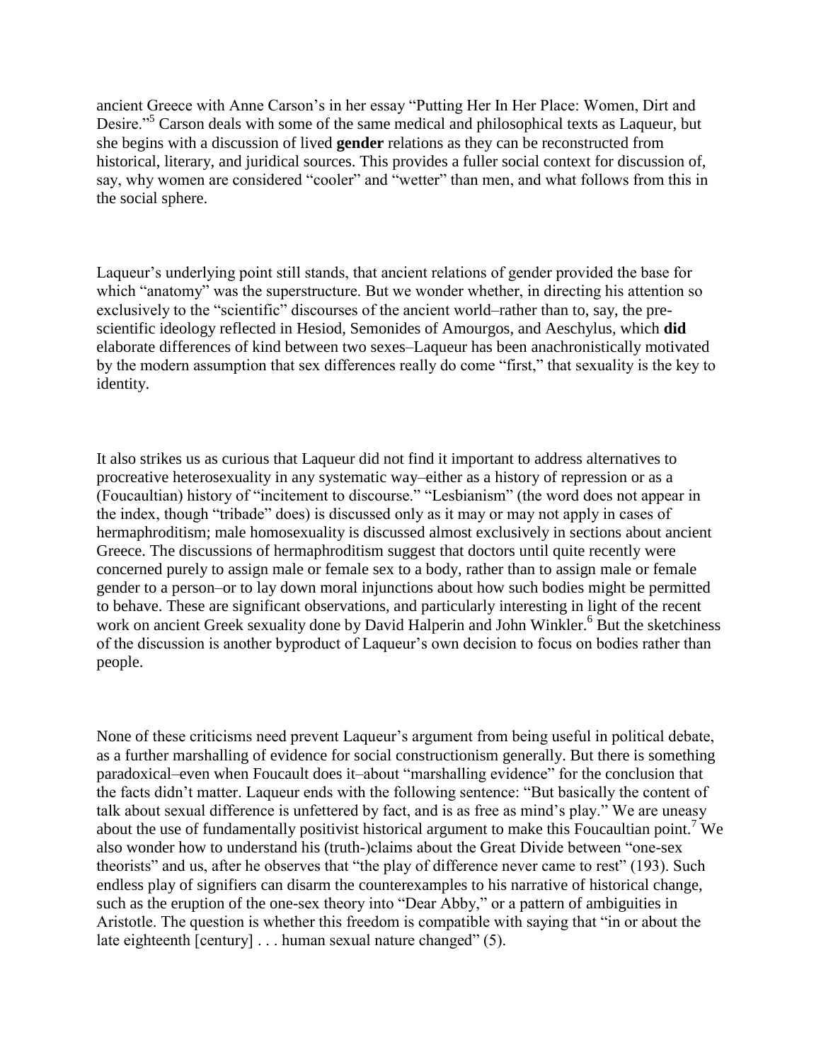ancient Greece with Anne Carson's in her essay "Putting Her In Her Place: Women, Dirt and Desire."[5] Carson deals with some of the same medical and philosophical texts as Laqueur, but she begins with a discussion of lived **gender** relations as they can be reconstructed from historical, literary, and juridical sources. This provides a fuller social context for discussion of, say, why women are considered "cooler" and "wetter" than men, and what follows from this in the social sphere.

Laqueur's underlying point still stands, that ancient relations of gender provided the base for which "anatomy" was the superstructure. But we wonder whether, in directing his attention so exclusively to the "scientific" discourses of the ancient world–rather than to, say, the pre-scientific ideology reflected in Hesiod, Semonides of Amourgos, and Aeschylus, which **did** elaborate differences of kind between two sexes–Laqueur has been anachronistically motivated by the modern assumption that sex differences really do come "first," that sexuality is the key to identity.

It also strikes us as curious that Laqueur did not find it important to address alternatives to procreative heterosexuality in any systematic way–either as a history of repression or as a (Foucaultian) history of "incitement to discourse." "Lesbianism" (the word does not appear in the index, though "tribade" does) is discussed only as it may or may not apply in cases of hermaphroditism; male homosexuality is discussed almost exclusively in sections about ancient Greece. The discussions of hermaphroditism suggest that doctors until quite recently were concerned purely to assign male or female sex to a body, rather than to assign male or female gender to a person–or to lay down moral injunctions about how such bodies might be permitted to behave. These are significant observations, and particularly interesting in light of the recent work on ancient Greek sexuality done by David Halperin and John Winkler.[6] But the sketchiness of the discussion is another byproduct of Laqueur's own decision to focus on bodies rather than people.

None of these criticisms need prevent Laqueur's argument from being useful in political debate, as a further marshalling of evidence for social constructionism generally. But there is something paradoxical–even when Foucault does it–about "marshalling evidence" for the conclusion that the facts didn't matter. Laqueur ends with the following sentence: "But basically the content of talk about sexual difference is unfettered by fact, and is as free as mind's play." We are uneasy about the use of fundamentally positivist historical argument to make this Foucaultian point.[7] We also wonder how to understand his (truth-)claims about the Great Divide between "one-sex theorists" and us, after he observes that "the play of difference never came to rest" (193). Such endless play of signifiers can disarm the counterexamples to his narrative of historical change, such as the eruption of the one-sex theory into "Dear Abby," or a pattern of ambiguities in Aristotle. The question is whether this freedom is compatible with saying that "in or about the late eighteenth [century] . . . human sexual nature changed" (5).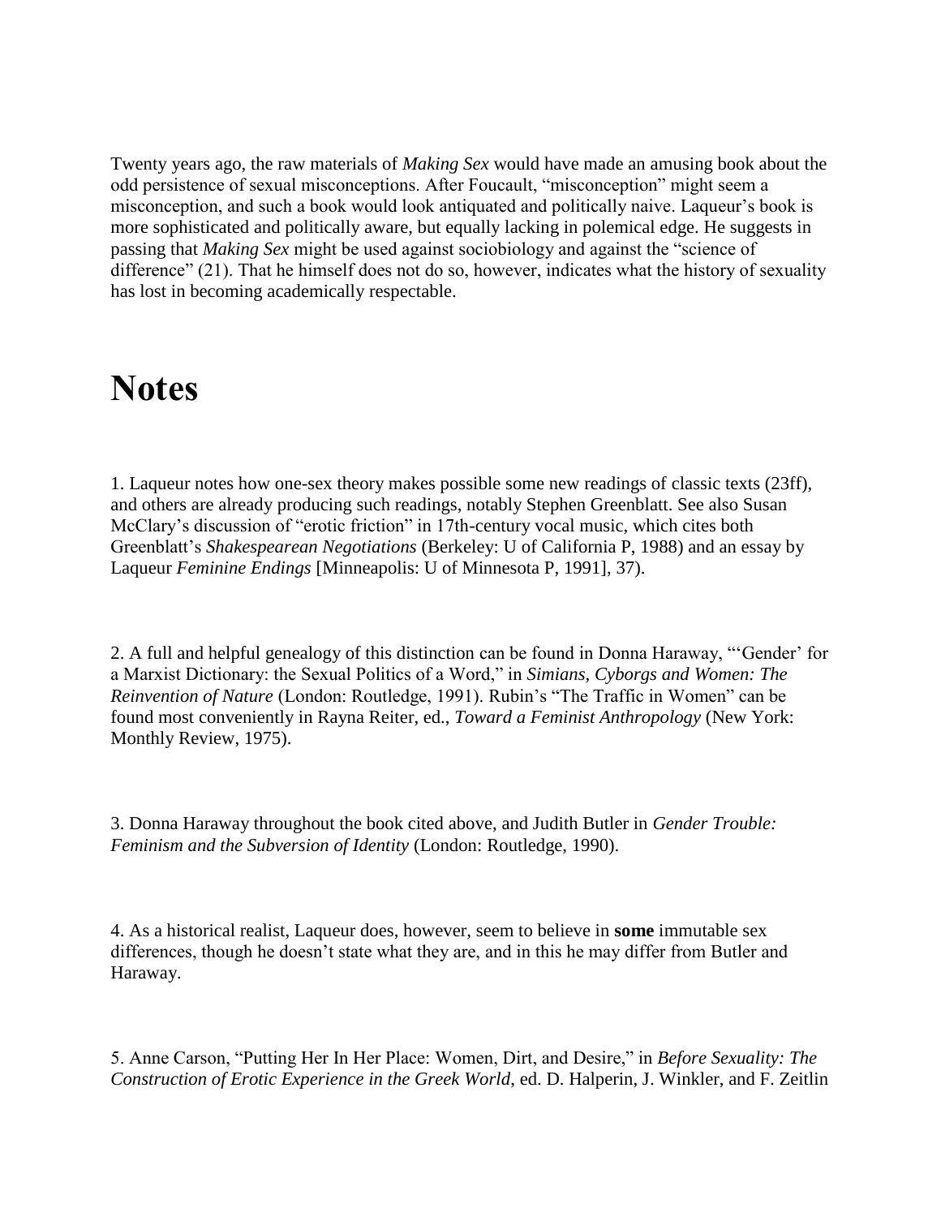Twenty years ago, the raw materials of *Making Sex* would have made an amusing book about the odd persistence of sexual misconceptions. After Foucault, "misconception" might seem a misconception, and such a book would look antiquated and politically naive. Laqueur's book is more sophisticated and politically aware, but equally lacking in polemical edge. He suggests in passing that *Making Sex* might be used against sociobiology and against the "science of difference" (21). That he himself does not do so, however, indicates what the history of sexuality has lost in becoming academically respectable.

# Notes

1. Laqueur notes how one-sex theory makes possible some new readings of classic texts (23ff), and others are already producing such readings, notably Stephen Greenblatt. See also Susan McClary's discussion of "erotic friction" in 17th-century vocal music, which cites both Greenblatt's *Shakespearean Negotiations* (Berkeley: U of California P, 1988) and an essay by Laqueur *Feminine Endings* [Minneapolis: U of Minnesota P, 1991], 37).

2. A full and helpful genealogy of this distinction can be found in Donna Haraway, "'Gender' for a Marxist Dictionary: the Sexual Politics of a Word," in *Simians, Cyborgs and Women: The Reinvention of Nature* (London: Routledge, 1991). Rubin's "The Traffic in Women" can be found most conveniently in Rayna Reiter, ed., *Toward a Feminist Anthropology* (New York: Monthly Review, 1975).

3. Donna Haraway throughout the book cited above, and Judith Butler in *Gender Trouble: Feminism and the Subversion of Identity* (London: Routledge, 1990).

4. As a historical realist, Laqueur does, however, seem to believe in **some** immutable sex differences, though he doesn't state what they are, and in this he may differ from Butler and Haraway.

5. Anne Carson, "Putting Her In Her Place: Women, Dirt, and Desire," in *Before Sexuality: The Construction of Erotic Experience in the Greek World*, ed. D. Halperin, J. Winkler, and F. Zeitlin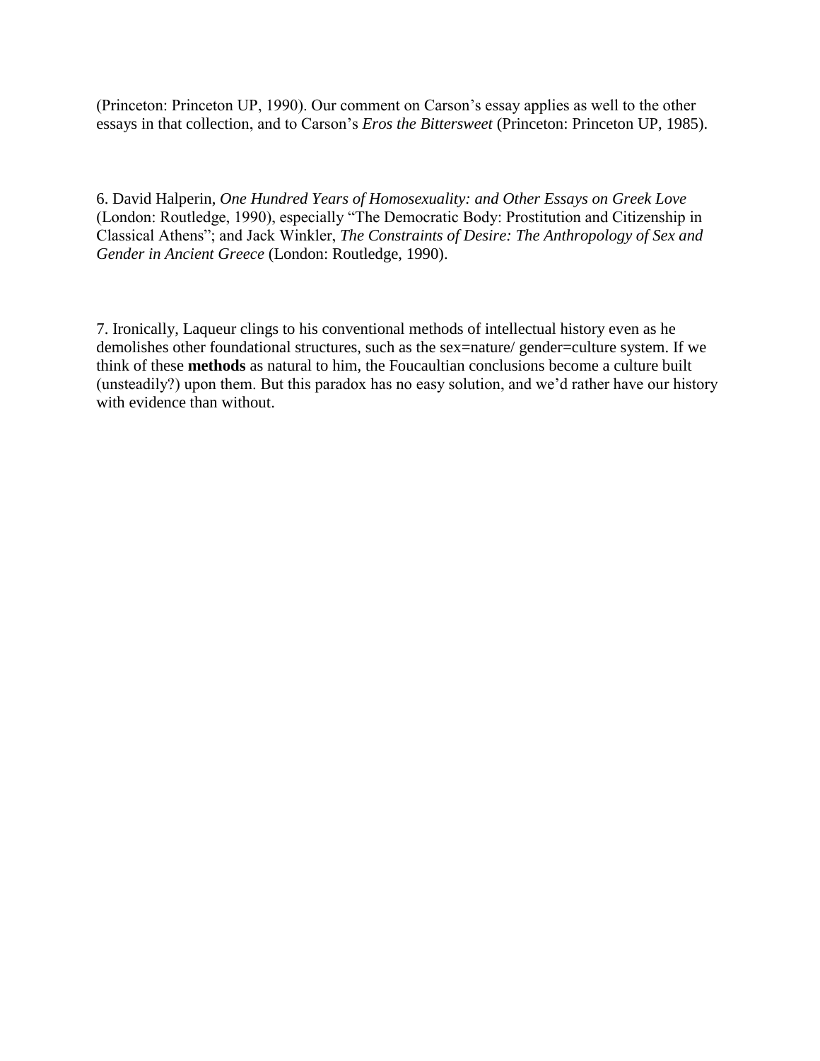(Princeton: Princeton UP, 1990). Our comment on Carson's essay applies as well to the other essays in that collection, and to Carson's *Eros the Bittersweet* (Princeton: Princeton UP, 1985).

6. David Halperin, *One Hundred Years of Homosexuality: and Other Essays on Greek Love* (London: Routledge, 1990), especially "The Democratic Body: Prostitution and Citizenship in Classical Athens"; and Jack Winkler, *The Constraints of Desire: The Anthropology of Sex and Gender in Ancient Greece* (London: Routledge, 1990).

7. Ironically, Laqueur clings to his conventional methods of intellectual history even as he demolishes other foundational structures, such as the sex=nature/ gender=culture system. If we think of these **methods** as natural to him, the Foucaultian conclusions become a culture built (unsteadily?) upon them. But this paradox has no easy solution, and we'd rather have our history with evidence than without.